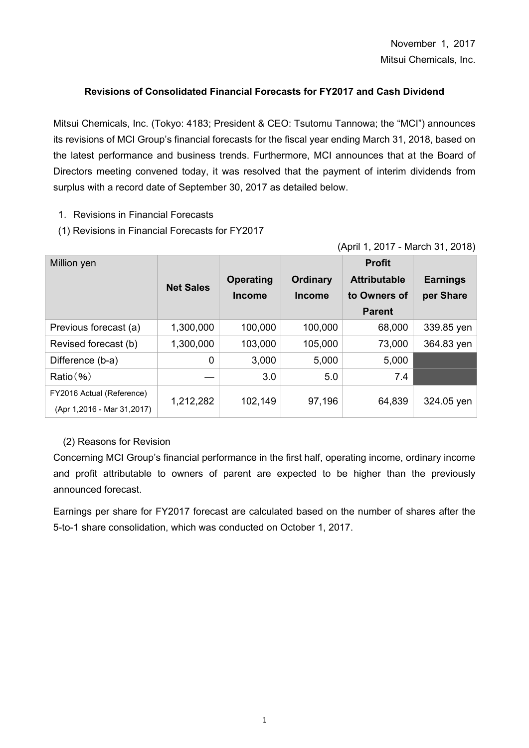November 1, 2017

Mitsui Chemicals, Inc.

**Revisions of Consolidated Financial Forecasts for FY2017 and Cash Dividend**

Mitsui Chemicals, Inc. (Tokyo: 4183; President & CEO: Tsutomu Tannowa; the “MCI”) announces its revisions of MCI Group’s financial forecasts for the fiscal year ending March 31, 2018, based on the latest performance and business trends. Furthermore, MCI announces that at the Board of Directors meeting convened today, it was resolved that the payment of interim dividends from surplus with a record date of September 30, 2017 as detailed below.

1. Revisions in Financial Forecasts

(1) Revisions in Financial Forecasts for FY2017

(April 1, 2017 - March 31, 2018)

| Million yen | **Net Sales** | **Operating Income** | **Ordinary Income** | **Profit Attributable to Owners of Parent** | **Earnings per Share** |
|---|---|---|---|---|---|
| Previous forecast (a) | 1,300,000 | 100,000 | 100,000 | 68,000 | 339.85 yen |
| Revised forecast (b) | 1,300,000 | 103,000 | 105,000 | 73,000 | 364.83 yen |
| Difference (b-a) | 0 | 3,000 | 5,000 | 5,000 | |
| Ratio（%） | — | 3.0 | 5.0 | 7.4 | |
| FY2016 Actual (Reference) (Apr 1,2016 - Mar 31,2017) | 1,212,282 | 102,149 | 97,196 | 64,839 | 324.05 yen |

(2) Reasons for Revision

Concerning MCI Group’s financial performance in the first half, operating income, ordinary income and profit attributable to owners of parent are expected to be higher than the previously announced forecast.

Earnings per share for FY2017 forecast are calculated based on the number of shares after the 5-to-1 share consolidation, which was conducted on October 1, 2017.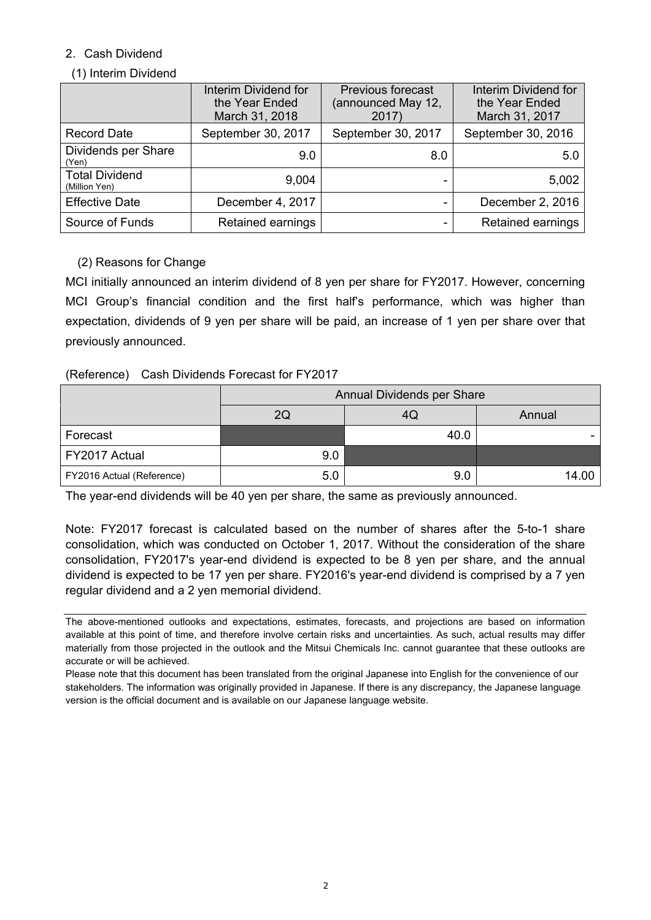## 2. Cash Dividend

### (1) Interim Dividend

| | Interim Dividend for the Year Ended March 31, 2018 | Previous forecast (announced May 12, 2017) | Interim Dividend for the Year Ended March 31, 2017 |
|---|---|---|---|
| Record Date | September 30, 2017 | September 30, 2017 | September 30, 2016 |
| Dividends per Share (Yen) | 9.0 | 8.0 | 5.0 |
| Total Dividend (Million Yen) | 9,004 | - | 5,002 |
| Effective Date | December 4, 2017 | - | December 2, 2016 |
| Source of Funds | Retained earnings | - | Retained earnings |

### (2) Reasons for Change

MCI initially announced an interim dividend of 8 yen per share for FY2017. However, concerning MCI Group's financial condition and the first half's performance, which was higher than expectation, dividends of 9 yen per share will be paid, an increase of 1 yen per share over that previously announced.

(Reference) Cash Dividends Forecast for FY2017

| | Annual Dividends per Share | | |
|---|---|---|---|
| | 2Q | 4Q | Annual |
| Forecast | | 40.0 | - |
| FY2017 Actual | 9.0 | | |
| FY2016 Actual (Reference) | 5.0 | 9.0 | 14.00 |

The year-end dividends will be 40 yen per share, the same as previously announced.

Note: FY2017 forecast is calculated based on the number of shares after the 5-to-1 share consolidation, which was conducted on October 1, 2017. Without the consideration of the share consolidation, FY2017's year-end dividend is expected to be 8 yen per share, and the annual dividend is expected to be 17 yen per share. FY2016's year-end dividend is comprised by a 7 yen regular dividend and a 2 yen memorial dividend.

---

The above-mentioned outlooks and expectations, estimates, forecasts, and projections are based on information available at this point of time, and therefore involve certain risks and uncertainties. As such, actual results may differ materially from those projected in the outlook and the Mitsui Chemicals Inc. cannot guarantee that these outlooks are accurate or will be achieved.

Please note that this document has been translated from the original Japanese into English for the convenience of our stakeholders. The information was originally provided in Japanese. If there is any discrepancy, the Japanese language version is the official document and is available on our Japanese language website.